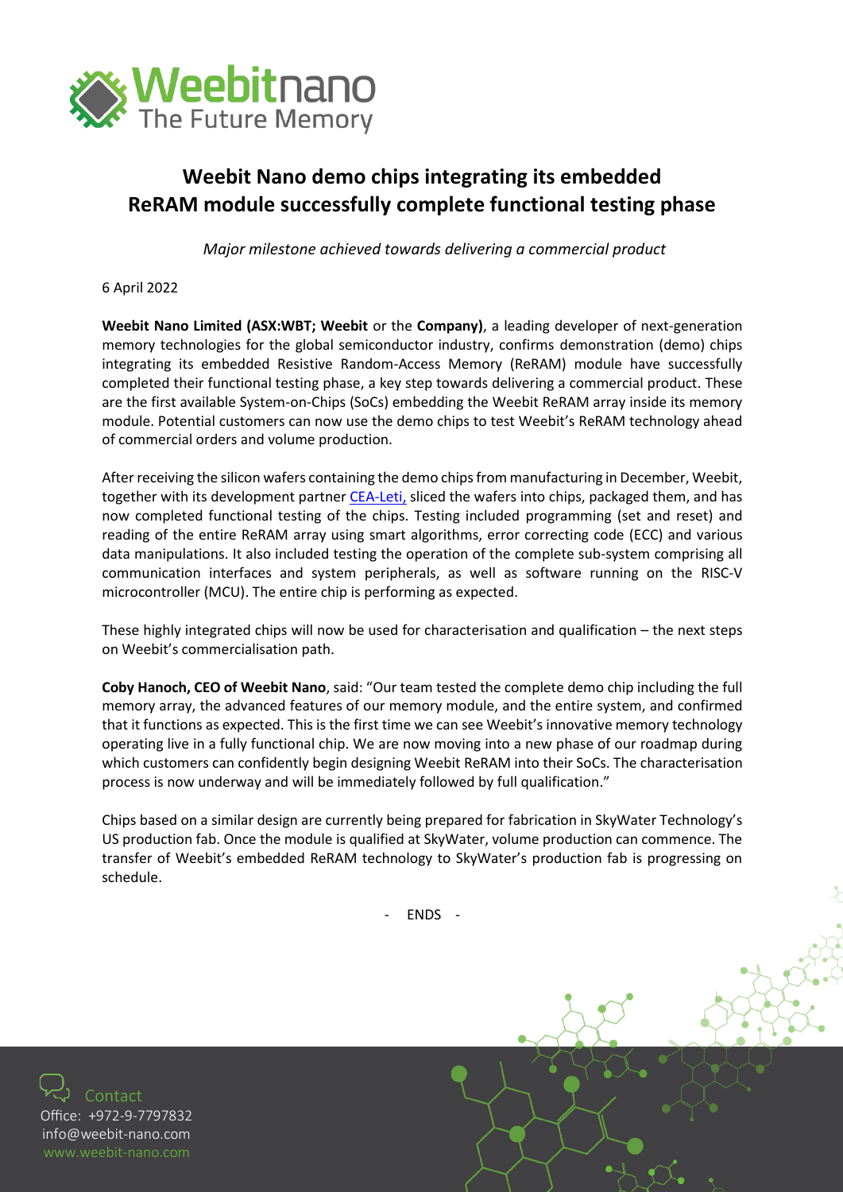Weebitnano
The Future Memory

# Weebit Nano demo chips integrating its embedded ReRAM module successfully complete functional testing phase

*Major milestone achieved towards delivering a commercial product*

6 April 2022

**Weebit Nano Limited (ASX:WBT; Weebit** or the **Company)**, a leading developer of next-generation memory technologies for the global semiconductor industry, confirms demonstration (demo) chips integrating its embedded Resistive Random-Access Memory (ReRAM) module have successfully completed their functional testing phase, a key step towards delivering a commercial product. These are the first available System-on-Chips (SoCs) embedding the Weebit ReRAM array inside its memory module. Potential customers can now use the demo chips to test Weebit's ReRAM technology ahead of commercial orders and volume production.

After receiving the silicon wafers containing the demo chips from manufacturing in December, Weebit, together with its development partner CEA-Leti, sliced the wafers into chips, packaged them, and has now completed functional testing of the chips. Testing included programming (set and reset) and reading of the entire ReRAM array using smart algorithms, error correcting code (ECC) and various data manipulations. It also included testing the operation of the complete sub-system comprising all communication interfaces and system peripherals, as well as software running on the RISC-V microcontroller (MCU). The entire chip is performing as expected.

These highly integrated chips will now be used for characterisation and qualification – the next steps on Weebit's commercialisation path.

**Coby Hanoch, CEO of Weebit Nano**, said: "Our team tested the complete demo chip including the full memory array, the advanced features of our memory module, and the entire system, and confirmed that it functions as expected. This is the first time we can see Weebit's innovative memory technology operating live in a fully functional chip. We are now moving into a new phase of our roadmap during which customers can confidently begin designing Weebit ReRAM into their SoCs. The characterisation process is now underway and will be immediately followed by full qualification."

Chips based on a similar design are currently being prepared for fabrication in SkyWater Technology's US production fab. Once the module is qualified at SkyWater, volume production can commence. The transfer of Weebit's embedded ReRAM technology to SkyWater's production fab is progressing on schedule.

\- ENDS -

Contact
Office: +972-9-7797832
info@weebit-nano.com
www.weebit-nano.com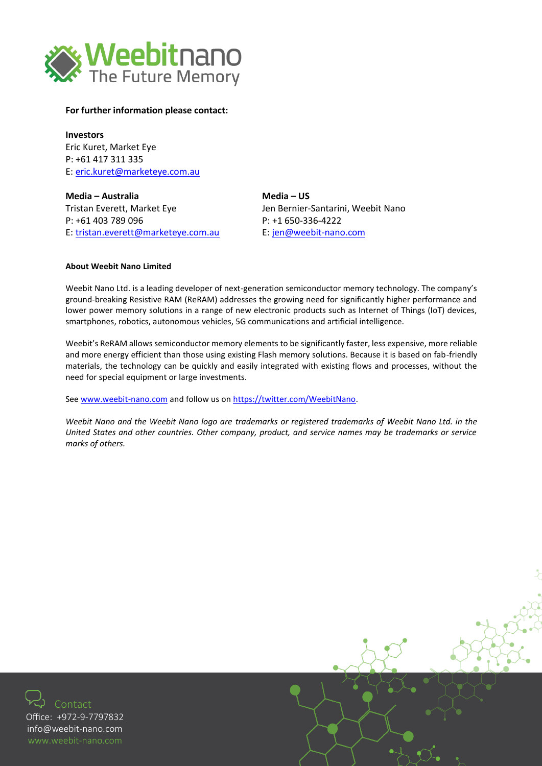**For further information please contact:**

**Investors**
Eric Kuret, Market Eye
P: +61 417 311 335
E: eric.kuret@marketeye.com.au

**Media – Australia**
Tristan Everett, Market Eye
P: +61 403 789 096
E: tristan.everett@marketeye.com.au

**Media – US**
Jen Bernier-Santarini, Weebit Nano
P: +1 650-336-4222
E: jen@weebit-nano.com

**About Weebit Nano Limited**

Weebit Nano Ltd. is a leading developer of next-generation semiconductor memory technology. The company's ground-breaking Resistive RAM (ReRAM) addresses the growing need for significantly higher performance and lower power memory solutions in a range of new electronic products such as Internet of Things (IoT) devices, smartphones, robotics, autonomous vehicles, 5G communications and artificial intelligence.

Weebit's ReRAM allows semiconductor memory elements to be significantly faster, less expensive, more reliable and more energy efficient than those using existing Flash memory solutions. Because it is based on fab-friendly materials, the technology can be quickly and easily integrated with existing flows and processes, without the need for special equipment or large investments.

See www.weebit-nano.com and follow us on https://twitter.com/WeebitNano.

*Weebit Nano and the Weebit Nano logo are trademarks or registered trademarks of Weebit Nano Ltd. in the United States and other countries. Other company, product, and service names may be trademarks or service marks of others.*

Contact
Office: +972-9-7797832
info@weebit-nano.com
www.weebit-nano.com